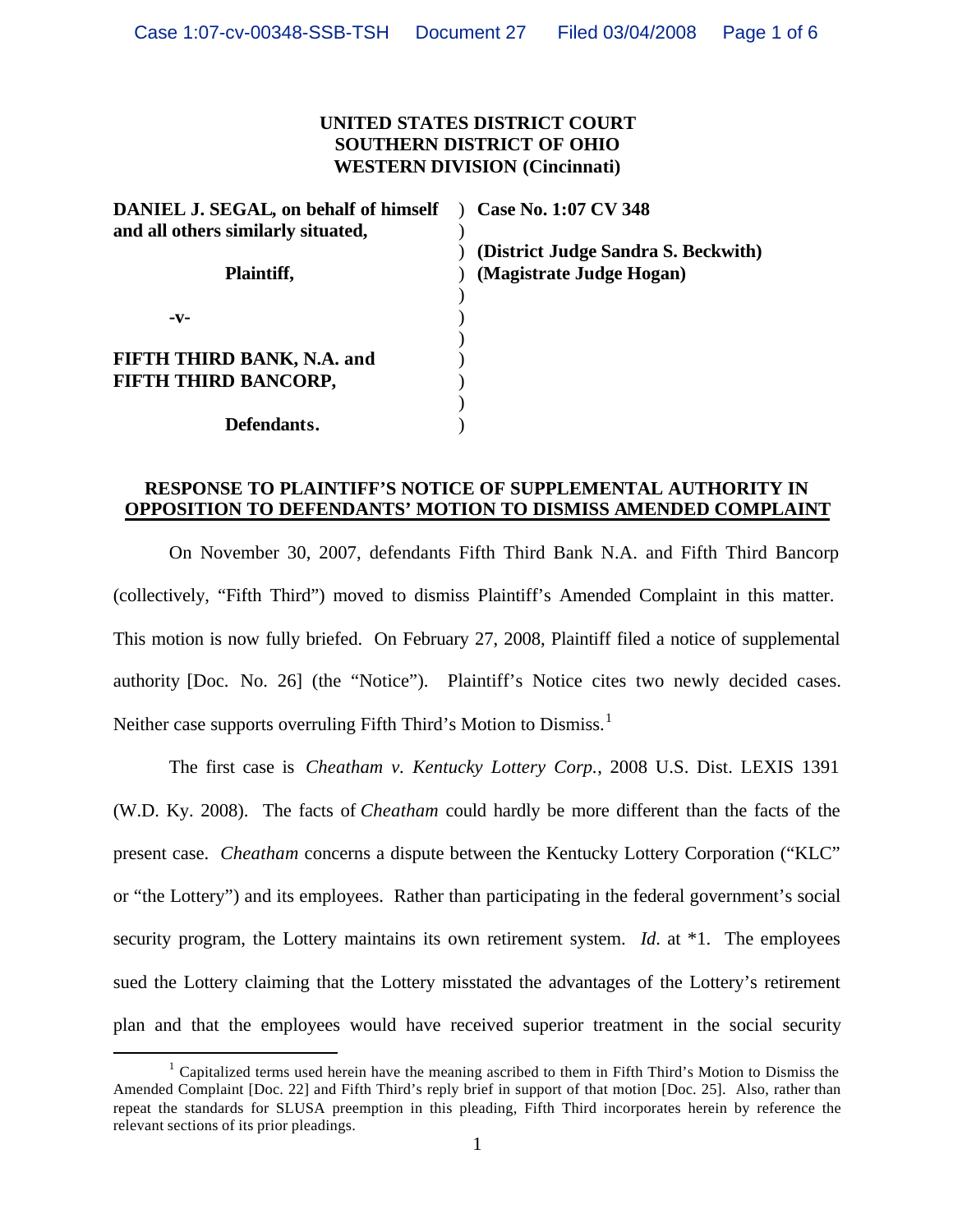**UNITED STATES DISTRICT COURT**
**SOUTHERN DISTRICT OF OHIO**
**WESTERN DIVISION (Cincinnati)**

| | | |
|---|---|---|
| **DANIEL J. SEGAL, on behalf of himself and all others similarly situated,** | ) | **Case No. 1:07 CV 348** |
| | ) | |
| **Plaintiff,** | ) | **(District Judge Sandra S. Beckwith)** |
| | ) | **(Magistrate Judge Hogan)** |
| **-v-** | ) | |
| | ) | |
| **FIFTH THIRD BANK, N.A. and FIFTH THIRD BANCORP,** | ) | |
| | ) | |
| **Defendants.** | ) | |

**RESPONSE TO PLAINTIFF'S NOTICE OF SUPPLEMENTAL AUTHORITY IN OPPOSITION TO DEFENDANTS' MOTION TO DISMISS AMENDED COMPLAINT**

On November 30, 2007, defendants Fifth Third Bank N.A. and Fifth Third Bancorp (collectively, "Fifth Third") moved to dismiss Plaintiff's Amended Complaint in this matter. This motion is now fully briefed. On February 27, 2008, Plaintiff filed a notice of supplemental authority [Doc. No. 26] (the "Notice"). Plaintiff's Notice cites two newly decided cases. Neither case supports overruling Fifth Third's Motion to Dismiss.[1]

The first case is *Cheatham v. Kentucky Lottery Corp.*, 2008 U.S. Dist. LEXIS 1391 (W.D. Ky. 2008). The facts of *Cheatham* could hardly be more different than the facts of the present case. *Cheatham* concerns a dispute between the Kentucky Lottery Corporation ("KLC" or "the Lottery") and its employees. Rather than participating in the federal government's social security program, the Lottery maintains its own retirement system. *Id.* at *1. The employees sued the Lottery claiming that the Lottery misstated the advantages of the Lottery's retirement plan and that the employees would have received superior treatment in the social security

[1] Capitalized terms used herein have the meaning ascribed to them in Fifth Third's Motion to Dismiss the Amended Complaint [Doc. 22] and Fifth Third's reply brief in support of that motion [Doc. 25]. Also, rather than repeat the standards for SLUSA preemption in this pleading, Fifth Third incorporates herein by reference the relevant sections of its prior pleadings.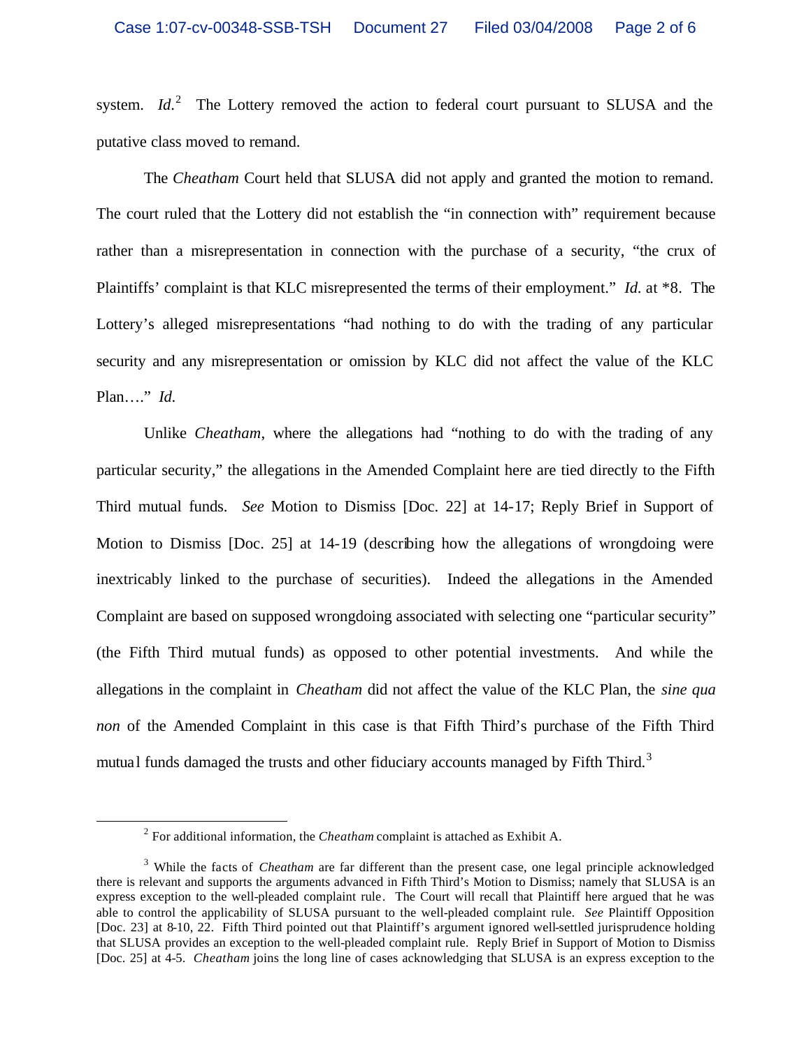system. *Id.*[2] The Lottery removed the action to federal court pursuant to SLUSA and the putative class moved to remand.

The *Cheatham* Court held that SLUSA did not apply and granted the motion to remand. The court ruled that the Lottery did not establish the "in connection with" requirement because rather than a misrepresentation in connection with the purchase of a security, "the crux of Plaintiffs' complaint is that KLC misrepresented the terms of their employment." *Id.* at *8. The Lottery's alleged misrepresentations "had nothing to do with the trading of any particular security and any misrepresentation or omission by KLC did not affect the value of the KLC Plan…." *Id.*

Unlike *Cheatham*, where the allegations had "nothing to do with the trading of any particular security," the allegations in the Amended Complaint here are tied directly to the Fifth Third mutual funds. *See* Motion to Dismiss [Doc. 22] at 14-17; Reply Brief in Support of Motion to Dismiss [Doc. 25] at 14-19 (describing how the allegations of wrongdoing were inextricably linked to the purchase of securities). Indeed the allegations in the Amended Complaint are based on supposed wrongdoing associated with selecting one "particular security" (the Fifth Third mutual funds) as opposed to other potential investments. And while the allegations in the complaint in *Cheatham* did not affect the value of the KLC Plan, the *sine qua non* of the Amended Complaint in this case is that Fifth Third's purchase of the Fifth Third mutual funds damaged the trusts and other fiduciary accounts managed by Fifth Third.[3]

---

[2] For additional information, the *Cheatham* complaint is attached as Exhibit A.

[3] While the facts of *Cheatham* are far different than the present case, one legal principle acknowledged there is relevant and supports the arguments advanced in Fifth Third's Motion to Dismiss; namely that SLUSA is an express exception to the well-pleaded complaint rule. The Court will recall that Plaintiff here argued that he was able to control the applicability of SLUSA pursuant to the well-pleaded complaint rule. *See* Plaintiff Opposition [Doc. 23] at 8-10, 22. Fifth Third pointed out that Plaintiff's argument ignored well-settled jurisprudence holding that SLUSA provides an exception to the well-pleaded complaint rule. Reply Brief in Support of Motion to Dismiss [Doc. 25] at 4-5. *Cheatham* joins the long line of cases acknowledging that SLUSA is an express exception to the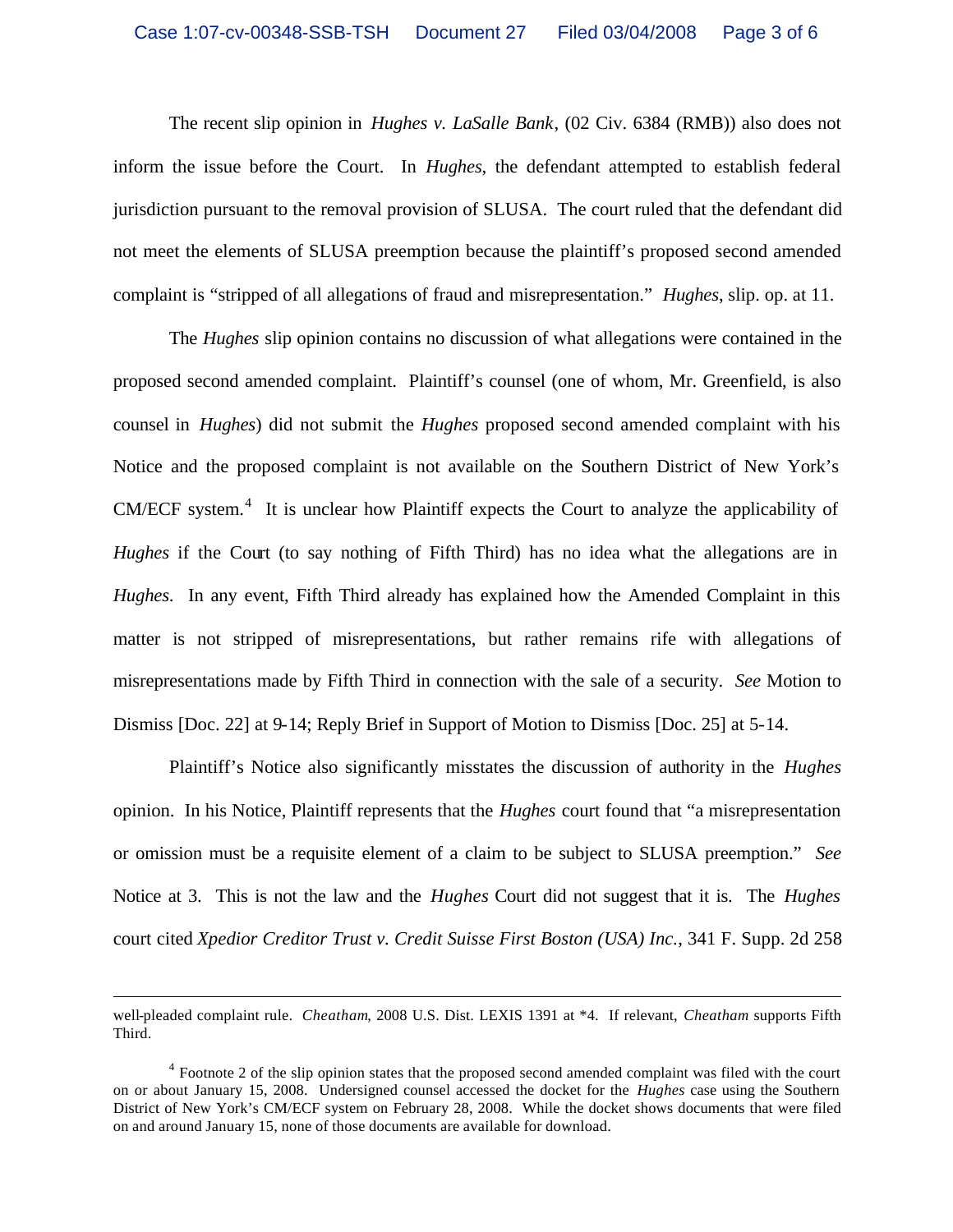The recent slip opinion in *Hughes v. LaSalle Bank*, (02 Civ. 6384 (RMB)) also does not inform the issue before the Court. In *Hughes*, the defendant attempted to establish federal jurisdiction pursuant to the removal provision of SLUSA. The court ruled that the defendant did not meet the elements of SLUSA preemption because the plaintiff's proposed second amended complaint is "stripped of all allegations of fraud and misrepresentation." *Hughes*, slip. op. at 11.

The *Hughes* slip opinion contains no discussion of what allegations were contained in the proposed second amended complaint. Plaintiff's counsel (one of whom, Mr. Greenfield, is also counsel in *Hughes*) did not submit the *Hughes* proposed second amended complaint with his Notice and the proposed complaint is not available on the Southern District of New York's CM/ECF system.[4] It is unclear how Plaintiff expects the Court to analyze the applicability of *Hughes* if the Court (to say nothing of Fifth Third) has no idea what the allegations are in *Hughes*. In any event, Fifth Third already has explained how the Amended Complaint in this matter is not stripped of misrepresentations, but rather remains rife with allegations of misrepresentations made by Fifth Third in connection with the sale of a security. *See* Motion to Dismiss [Doc. 22] at 9-14; Reply Brief in Support of Motion to Dismiss [Doc. 25] at 5-14.

Plaintiff's Notice also significantly misstates the discussion of authority in the *Hughes* opinion. In his Notice, Plaintiff represents that the *Hughes* court found that "a misrepresentation or omission must be a requisite element of a claim to be subject to SLUSA preemption." *See* Notice at 3. This is not the law and the *Hughes* Court did not suggest that it is. The *Hughes* court cited *Xpedior Creditor Trust v. Credit Suisse First Boston (USA) Inc.*, 341 F. Supp. 2d 258

---

well-pleaded complaint rule. *Cheatham*, 2008 U.S. Dist. LEXIS 1391 at *4. If relevant, *Cheatham* supports Fifth Third.

[4] Footnote 2 of the slip opinion states that the proposed second amended complaint was filed with the court on or about January 15, 2008. Undersigned counsel accessed the docket for the *Hughes* case using the Southern District of New York's CM/ECF system on February 28, 2008. While the docket shows documents that were filed on and around January 15, none of those documents are available for download.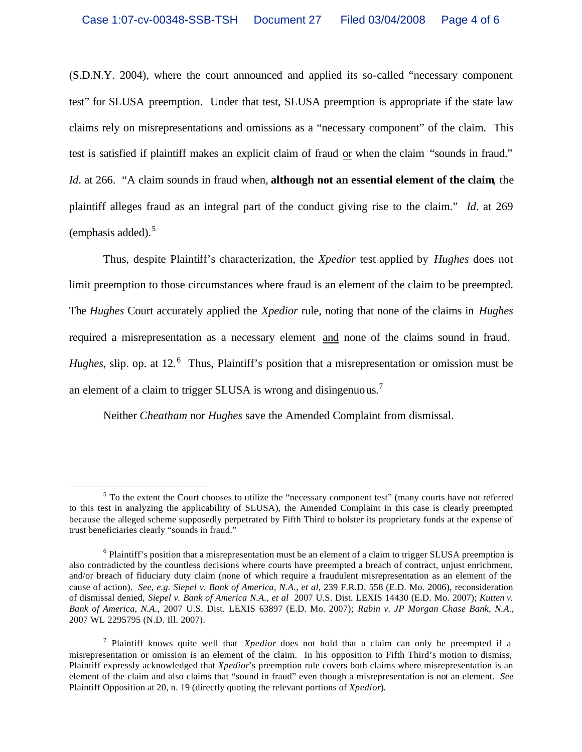(S.D.N.Y. 2004), where the court announced and applied its so-called "necessary component test" for SLUSA preemption. Under that test, SLUSA preemption is appropriate if the state law claims rely on misrepresentations and omissions as a "necessary component" of the claim. This test is satisfied if plaintiff makes an explicit claim of fraud or when the claim "sounds in fraud." *Id*. at 266. "A claim sounds in fraud when, **although not an essential element of the claim**, the plaintiff alleges fraud as an integral part of the conduct giving rise to the claim." *Id*. at 269 (emphasis added).[5]

Thus, despite Plaintiff's characterization, the *Xpedior* test applied by *Hughes* does not limit preemption to those circumstances where fraud is an element of the claim to be preempted. The *Hughes* Court accurately applied the *Xpedior* rule, noting that none of the claims in *Hughes* required a misrepresentation as a necessary element and none of the claims sound in fraud. *Hughes*, slip. op. at 12.[6] Thus, Plaintiff's position that a misrepresentation or omission must be an element of a claim to trigger SLUSA is wrong and disingenuous.[7]

Neither *Cheatham* nor *Hughes* save the Amended Complaint from dismissal.

---

[5] To the extent the Court chooses to utilize the "necessary component test" (many courts have not referred to this test in analyzing the applicability of SLUSA), the Amended Complaint in this case is clearly preempted because the alleged scheme supposedly perpetrated by Fifth Third to bolster its proprietary funds at the expense of trust beneficiaries clearly "sounds in fraud."

[6] Plaintiff's position that a misrepresentation must be an element of a claim to trigger SLUSA preemption is also contradicted by the countless decisions where courts have preempted a breach of contract, unjust enrichment, and/or breach of fiduciary duty claim (none of which require a fraudulent misrepresentation as an element of the cause of action). *See, e.g. Siepel v. Bank of America, N.A., et al*, 239 F.R.D. 558 (E.D. Mo. 2006), reconsideration of dismissal denied, *Siepel v. Bank of America N.A., et al* 2007 U.S. Dist. LEXIS 14430 (E.D. Mo. 2007); *Kutten v. Bank of America, N.A.*, 2007 U.S. Dist. LEXIS 63897 (E.D. Mo. 2007); *Rabin v. JP Morgan Chase Bank, N.A.*, 2007 WL 2295795 (N.D. Ill. 2007).

[7] Plaintiff knows quite well that *Xpedior* does not hold that a claim can only be preempted if a misrepresentation or omission is an element of the claim. In his opposition to Fifth Third's motion to dismiss, Plaintiff expressly acknowledged that *Xpedior*'s preemption rule covers both claims where misrepresentation is an element of the claim and also claims that "sound in fraud" even though a misrepresentation is not an element. *See* Plaintiff Opposition at 20, n. 19 (directly quoting the relevant portions of *Xpedior*).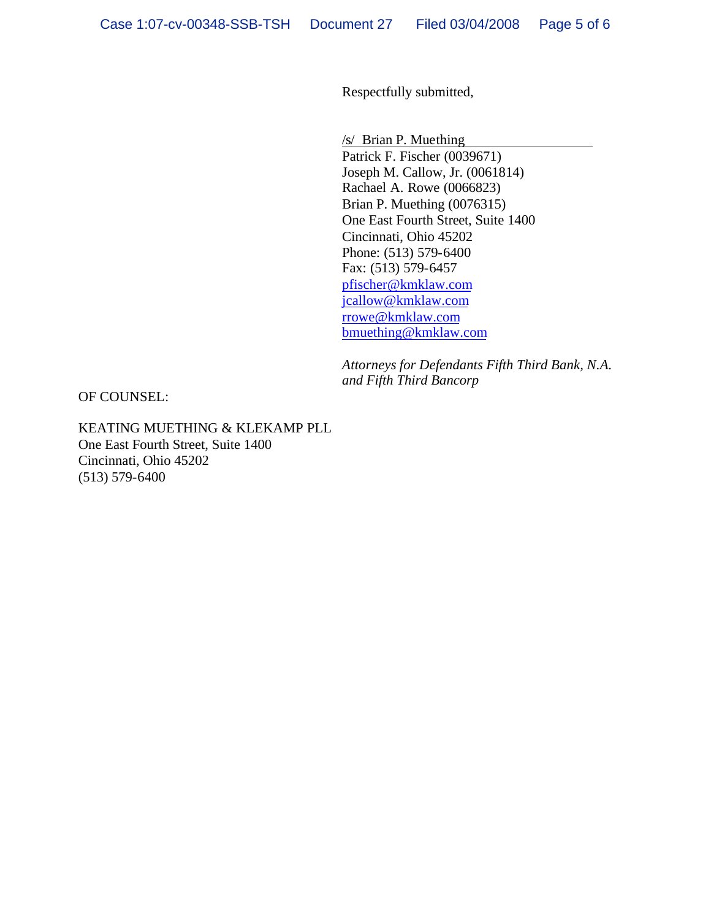Respectfully submitted,

/s/ Brian P. Muething
Patrick F. Fischer (0039671)
Joseph M. Callow, Jr. (0061814)
Rachael A. Rowe (0066823)
Brian P. Muething (0076315)
One East Fourth Street, Suite 1400
Cincinnati, Ohio 45202
Phone: (513) 579-6400
Fax: (513) 579-6457
pfischer@kmklaw.com
jcallow@kmklaw.com
rrowe@kmklaw.com
bmuething@kmklaw.com

*Attorneys for Defendants Fifth Third Bank, N.A. and Fifth Third Bancorp*

OF COUNSEL:

KEATING MUETHING & KLEKAMP PLL
One East Fourth Street, Suite 1400
Cincinnati, Ohio 45202
(513) 579-6400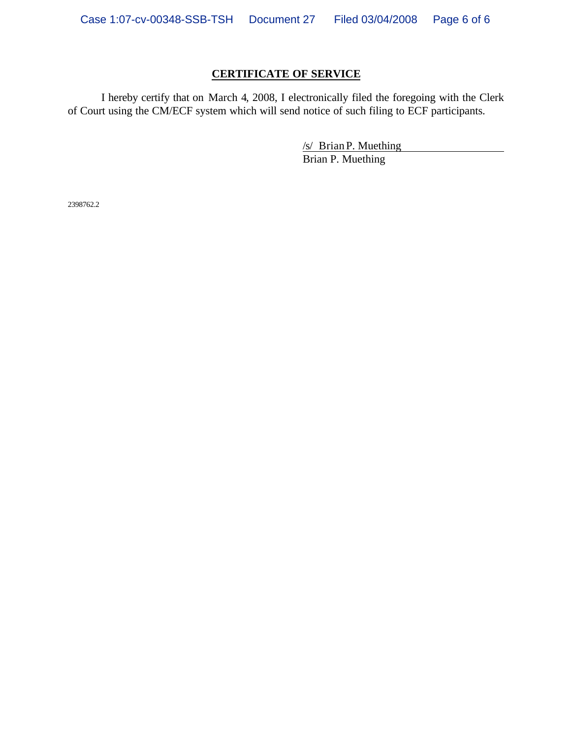## CERTIFICATE OF SERVICE

I hereby certify that on March 4, 2008, I electronically filed the foregoing with the Clerk of Court using the CM/ECF system which will send notice of such filing to ECF participants.

/s/ Brian P. Muething
Brian P. Muething

2398762.2